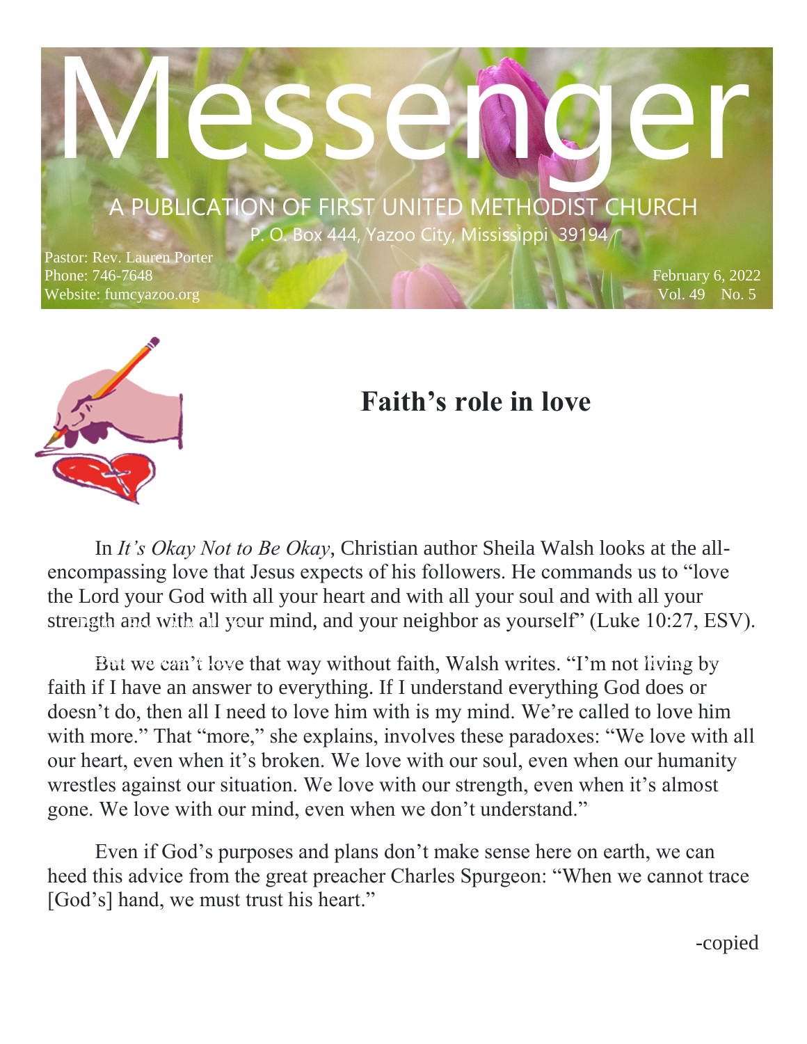# Messenger

A PUBLICATION OF FIRST UNITED METHODIST CHURCH

P. O. Box 444, Yazoo City, Mississippi 39194

Pastor: Rev. Lauren Porter
Phone: 746-7648
Website: fumcyazoo.org

February 6, 2022
Vol. 49 No. 5

## Faith's role in love

In *It's Okay Not to Be Okay*, Christian author Sheila Walsh looks at the all-encompassing love that Jesus expects of his followers. He commands us to "love the Lord your God with all your heart and with all your soul and with all your strength and with all your mind, and your neighbor as yourself" (Luke 10:27, ESV).

But we can't love that way without faith, Walsh writes. "I'm not living by faith if I have an answer to everything. If I understand everything God does or doesn't do, then all I need to love him with is my mind. We're called to love him with more." That "more," she explains, involves these paradoxes: "We love with all our heart, even when it's broken. We love with our soul, even when our humanity wrestles against our situation. We love with our strength, even when it's almost gone. We love with our mind, even when we don't understand."

Even if God's purposes and plans don't make sense here on earth, we can heed this advice from the great preacher Charles Spurgeon: "When we cannot trace [God's] hand, we must trust his heart."

-copied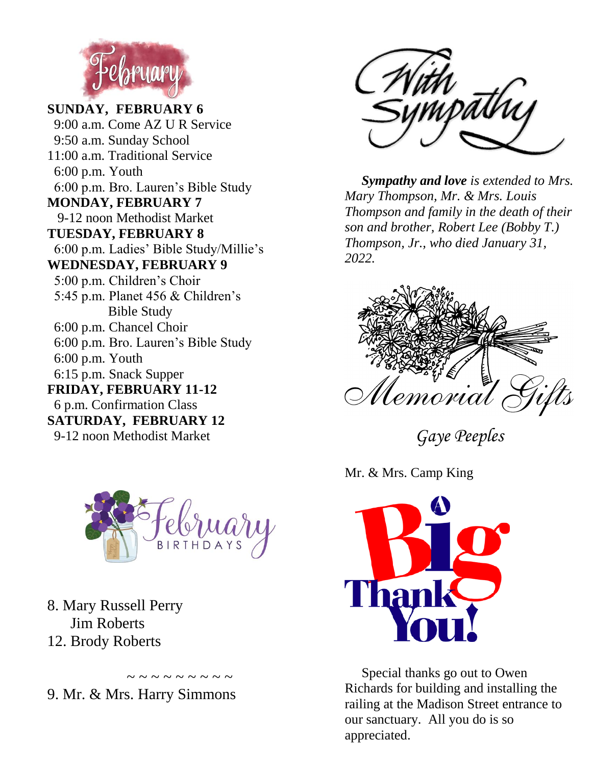# February

**SUNDAY, FEBRUARY 6**

9:00 a.m. Come AZ U R Service
9:50 a.m. Sunday School
11:00 a.m. Traditional Service
6:00 p.m. Youth
6:00 p.m. Bro. Lauren's Bible Study

**MONDAY, FEBRUARY 7**

9-12 noon Methodist Market

**TUESDAY, FEBRUARY 8**

6:00 p.m. Ladies' Bible Study/Millie's

**WEDNESDAY, FEBRUARY 9**

5:00 p.m. Children's Choir
5:45 p.m. Planet 456 & Children's Bible Study
6:00 p.m. Chancel Choir
6:00 p.m. Bro. Lauren's Bible Study
6:00 p.m. Youth
6:15 p.m. Snack Supper

**FRIDAY, FEBRUARY 11-12**

6 p.m. Confirmation Class

**SATURDAY, FEBRUARY 12**

9-12 noon Methodist Market

# February Birthdays

8. Mary Russell Perry
   Jim Roberts
12. Brody Roberts

~ ~ ~ ~ ~ ~ ~ ~ ~ ~

9. Mr. & Mrs. Harry Simmons

# With Sympathy

***Sympathy and love*** *is extended to Mrs. Mary Thompson, Mr. & Mrs. Louis Thompson and family in the death of their son and brother, Robert Lee (Bobby T.) Thompson, Jr., who died January 31, 2022.*

# Memorial Gifts

*Gaye Peeples*

Mr. & Mrs. Camp King

# A Big Thank You!

Special thanks go out to Owen Richards for building and installing the railing at the Madison Street entrance to our sanctuary. All you do is so appreciated.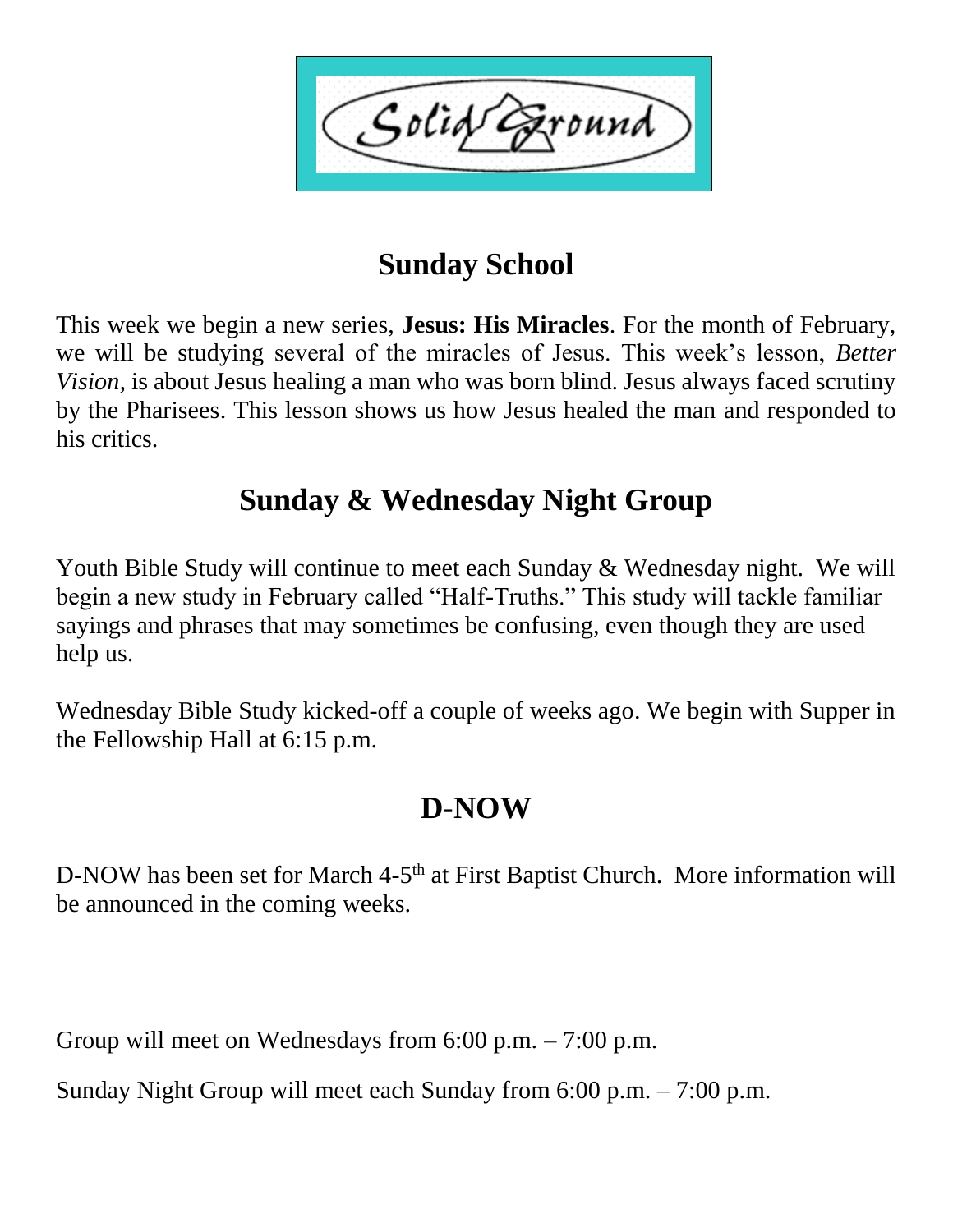Solid Ground

## Sunday School

This week we begin a new series, **Jesus: His Miracles**. For the month of February, we will be studying several of the miracles of Jesus. This week's lesson, *Better Vision,* is about Jesus healing a man who was born blind. Jesus always faced scrutiny by the Pharisees. This lesson shows us how Jesus healed the man and responded to his critics.

## Sunday & Wednesday Night Group

Youth Bible Study will continue to meet each Sunday & Wednesday night. We will begin a new study in February called "Half-Truths." This study will tackle familiar sayings and phrases that may sometimes be confusing, even though they are used help us.

Wednesday Bible Study kicked-off a couple of weeks ago. We begin with Supper in the Fellowship Hall at 6:15 p.m.

## D-NOW

D-NOW has been set for March 4-5th at First Baptist Church. More information will be announced in the coming weeks.

Group will meet on Wednesdays from 6:00 p.m. – 7:00 p.m.

Sunday Night Group will meet each Sunday from 6:00 p.m. – 7:00 p.m.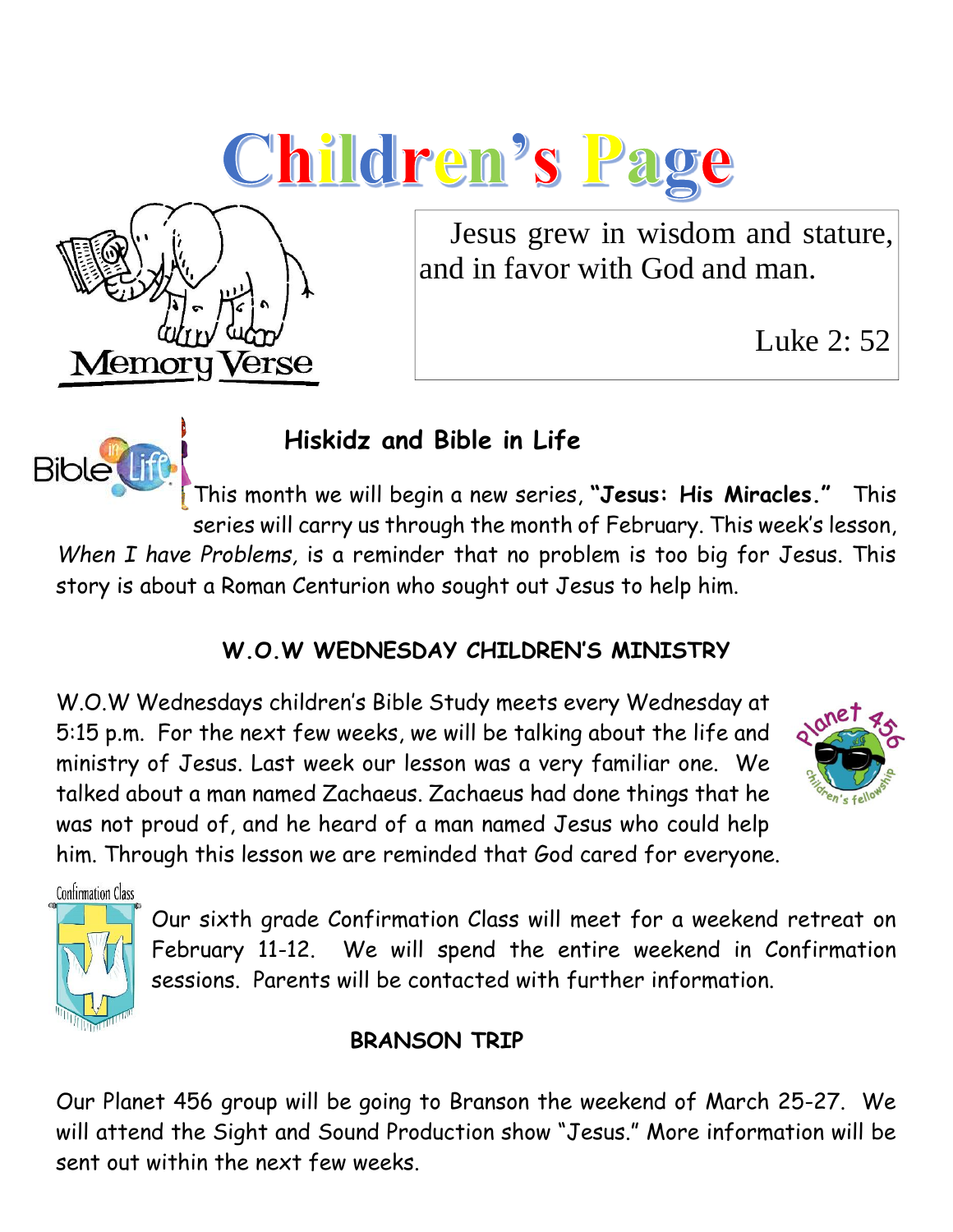# Children's Page

Memory Verse

Jesus grew in wisdom and stature, and in favor with God and man.

Luke 2: 52

## Hiskidz and Bible in Life

This month we will begin a new series, **"Jesus: His Miracles."** This series will carry us through the month of February. This week's lesson, *When I have Problems*, is a reminder that no problem is too big for Jesus. This story is about a Roman Centurion who sought out Jesus to help him.

## W.O.W WEDNESDAY CHILDREN'S MINISTRY

W.O.W Wednesdays children's Bible Study meets every Wednesday at 5:15 p.m. For the next few weeks, we will be talking about the life and ministry of Jesus. Last week our lesson was a very familiar one. We talked about a man named Zachaeus. Zachaeus had done things that he was not proud of, and he heard of a man named Jesus who could help him. Through this lesson we are reminded that God cared for everyone.

Confirmation Class

Our sixth grade Confirmation Class will meet for a weekend retreat on February 11-12. We will spend the entire weekend in Confirmation sessions. Parents will be contacted with further information.

## BRANSON TRIP

Our Planet 456 group will be going to Branson the weekend of March 25-27. We will attend the Sight and Sound Production show "Jesus." More information will be sent out within the next few weeks.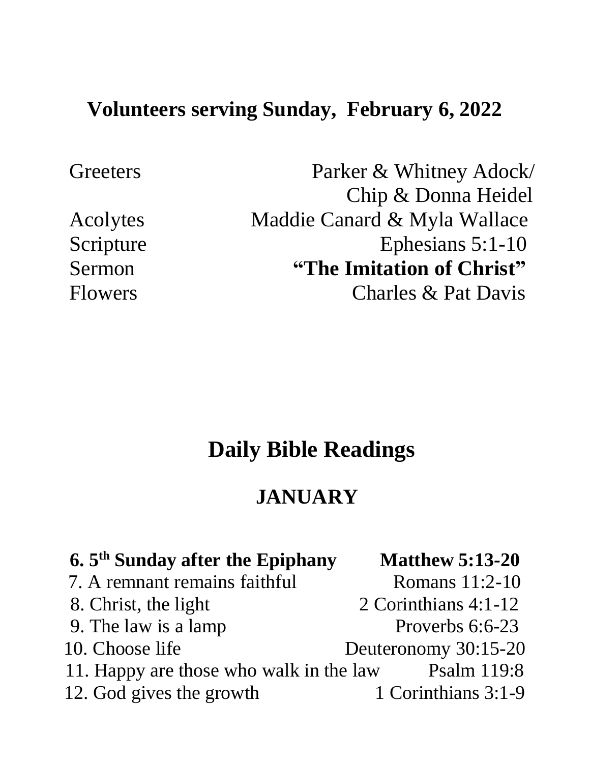## Volunteers serving Sunday, February 6, 2022

| | |
|---|---|
| Greeters | Parker & Whitney Adock/ Chip & Donna Heidel |
| Acolytes | Maddie Canard & Myla Wallace |
| Scripture | Ephesians 5:1-10 |
| Sermon | **“The Imitation of Christ”** |
| Flowers | Charles & Pat Davis |

# Daily Bible Readings

## JANUARY

| | |
|---|---|
| **6. 5th Sunday after the Epiphany** | **Matthew 5:13-20** |
| 7. A remnant remains faithful | Romans 11:2-10 |
| 8. Christ, the light | 2 Corinthians 4:1-12 |
| 9. The law is a lamp | Proverbs 6:6-23 |
| 10. Choose life | Deuteronomy 30:15-20 |
| 11. Happy are those who walk in the law | Psalm 119:8 |
| 12. God gives the growth | 1 Corinthians 3:1-9 |